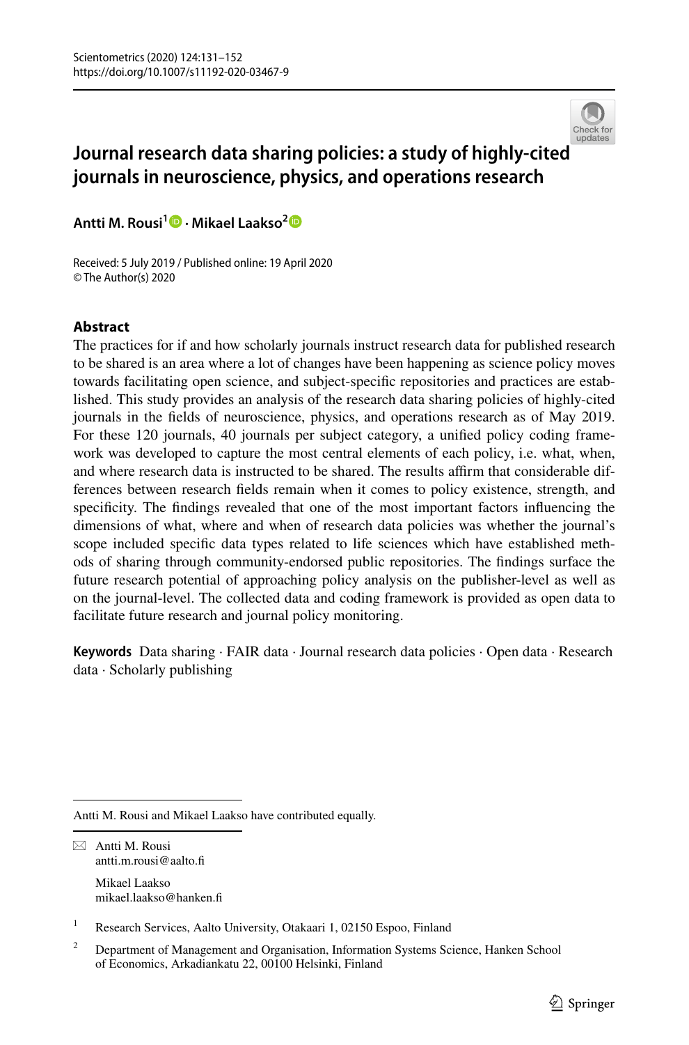# Journal research data sharing policies: a study of highly-cited journals in neuroscience, physics, and operations research

**Antti M. Rousi**[1] **· Mikael Laakso**[2]

Received: 5 July 2019 / Published online: 19 April 2020
© The Author(s) 2020

## Abstract

The practices for if and how scholarly journals instruct research data for published research to be shared is an area where a lot of changes have been happening as science policy moves towards facilitating open science, and subject-specific repositories and practices are established. This study provides an analysis of the research data sharing policies of highly-cited journals in the fields of neuroscience, physics, and operations research as of May 2019. For these 120 journals, 40 journals per subject category, a unified policy coding framework was developed to capture the most central elements of each policy, i.e. what, when, and where research data is instructed to be shared. The results affirm that considerable differences between research fields remain when it comes to policy existence, strength, and specificity. The findings revealed that one of the most important factors influencing the dimensions of what, where and when of research data policies was whether the journal's scope included specific data types related to life sciences which have established methods of sharing through community-endorsed public repositories. The findings surface the future research potential of approaching policy analysis on the publisher-level as well as on the journal-level. The collected data and coding framework is provided as open data to facilitate future research and journal policy monitoring.

**Keywords** Data sharing · FAIR data · Journal research data policies · Open data · Research data · Scholarly publishing

---

Antti M. Rousi and Mikael Laakso have contributed equally.

✉ Antti M. Rousi
antti.m.rousi@aalto.fi

Mikael Laakso
mikael.laakso@hanken.fi

[1] Research Services, Aalto University, Otakaari 1, 02150 Espoo, Finland

[2] Department of Management and Organisation, Information Systems Science, Hanken School of Economics, Arkadiankatu 22, 00100 Helsinki, Finland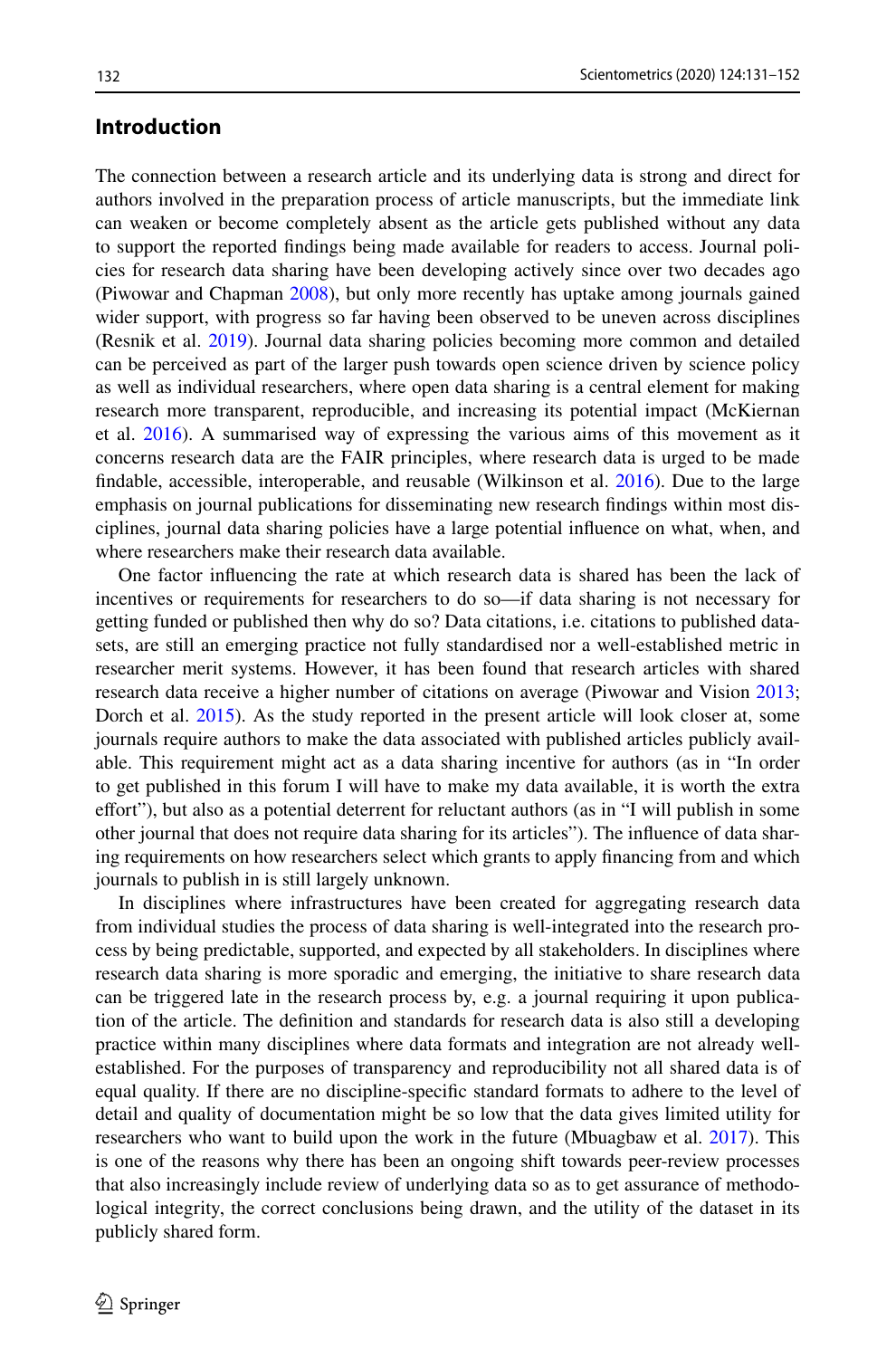## Introduction

The connection between a research article and its underlying data is strong and direct for authors involved in the preparation process of article manuscripts, but the immediate link can weaken or become completely absent as the article gets published without any data to support the reported findings being made available for readers to access. Journal policies for research data sharing have been developing actively since over two decades ago (Piwowar and Chapman 2008), but only more recently has uptake among journals gained wider support, with progress so far having been observed to be uneven across disciplines (Resnik et al. 2019). Journal data sharing policies becoming more common and detailed can be perceived as part of the larger push towards open science driven by science policy as well as individual researchers, where open data sharing is a central element for making research more transparent, reproducible, and increasing its potential impact (McKiernan et al. 2016). A summarised way of expressing the various aims of this movement as it concerns research data are the FAIR principles, where research data is urged to be made findable, accessible, interoperable, and reusable (Wilkinson et al. 2016). Due to the large emphasis on journal publications for disseminating new research findings within most disciplines, journal data sharing policies have a large potential influence on what, when, and where researchers make their research data available.

One factor influencing the rate at which research data is shared has been the lack of incentives or requirements for researchers to do so—if data sharing is not necessary for getting funded or published then why do so? Data citations, i.e. citations to published datasets, are still an emerging practice not fully standardised nor a well-established metric in researcher merit systems. However, it has been found that research articles with shared research data receive a higher number of citations on average (Piwowar and Vision 2013; Dorch et al. 2015). As the study reported in the present article will look closer at, some journals require authors to make the data associated with published articles publicly available. This requirement might act as a data sharing incentive for authors (as in "In order to get published in this forum I will have to make my data available, it is worth the extra effort"), but also as a potential deterrent for reluctant authors (as in "I will publish in some other journal that does not require data sharing for its articles"). The influence of data sharing requirements on how researchers select which grants to apply financing from and which journals to publish in is still largely unknown.

In disciplines where infrastructures have been created for aggregating research data from individual studies the process of data sharing is well-integrated into the research process by being predictable, supported, and expected by all stakeholders. In disciplines where research data sharing is more sporadic and emerging, the initiative to share research data can be triggered late in the research process by, e.g. a journal requiring it upon publication of the article. The definition and standards for research data is also still a developing practice within many disciplines where data formats and integration are not already well-established. For the purposes of transparency and reproducibility not all shared data is of equal quality. If there are no discipline-specific standard formats to adhere to the level of detail and quality of documentation might be so low that the data gives limited utility for researchers who want to build upon the work in the future (Mbuagbaw et al. 2017). This is one of the reasons why there has been an ongoing shift towards peer-review processes that also increasingly include review of underlying data so as to get assurance of methodological integrity, the correct conclusions being drawn, and the utility of the dataset in its publicly shared form.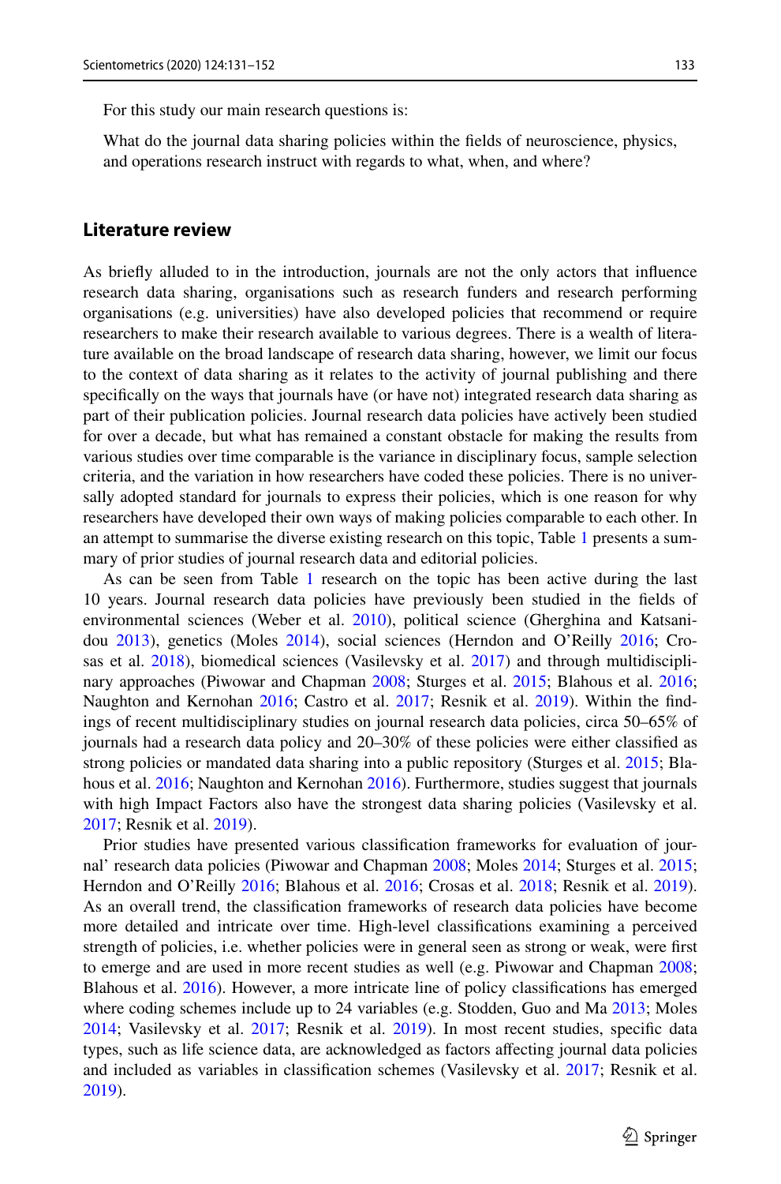For this study our main research questions is:

What do the journal data sharing policies within the fields of neuroscience, physics, and operations research instruct with regards to what, when, and where?

## Literature review

As briefly alluded to in the introduction, journals are not the only actors that influence research data sharing, organisations such as research funders and research performing organisations (e.g. universities) have also developed policies that recommend or require researchers to make their research available to various degrees. There is a wealth of literature available on the broad landscape of research data sharing, however, we limit our focus to the context of data sharing as it relates to the activity of journal publishing and there specifically on the ways that journals have (or have not) integrated research data sharing as part of their publication policies. Journal research data policies have actively been studied for over a decade, but what has remained a constant obstacle for making the results from various studies over time comparable is the variance in disciplinary focus, sample selection criteria, and the variation in how researchers have coded these policies. There is no universally adopted standard for journals to express their policies, which is one reason for why researchers have developed their own ways of making policies comparable to each other. In an attempt to summarise the diverse existing research on this topic, Table 1 presents a summary of prior studies of journal research data and editorial policies.

As can be seen from Table 1 research on the topic has been active during the last 10 years. Journal research data policies have previously been studied in the fields of environmental sciences (Weber et al. 2010), political science (Gherghina and Katsanidou 2013), genetics (Moles 2014), social sciences (Herndon and O'Reilly 2016; Crosas et al. 2018), biomedical sciences (Vasilevsky et al. 2017) and through multidisciplinary approaches (Piwowar and Chapman 2008; Sturges et al. 2015; Blahous et al. 2016; Naughton and Kernohan 2016; Castro et al. 2017; Resnik et al. 2019). Within the findings of recent multidisciplinary studies on journal research data policies, circa 50–65% of journals had a research data policy and 20–30% of these policies were either classified as strong policies or mandated data sharing into a public repository (Sturges et al. 2015; Blahous et al. 2016; Naughton and Kernohan 2016). Furthermore, studies suggest that journals with high Impact Factors also have the strongest data sharing policies (Vasilevsky et al. 2017; Resnik et al. 2019).

Prior studies have presented various classification frameworks for evaluation of journal' research data policies (Piwowar and Chapman 2008; Moles 2014; Sturges et al. 2015; Herndon and O'Reilly 2016; Blahous et al. 2016; Crosas et al. 2018; Resnik et al. 2019). As an overall trend, the classification frameworks of research data policies have become more detailed and intricate over time. High-level classifications examining a perceived strength of policies, i.e. whether policies were in general seen as strong or weak, were first to emerge and are used in more recent studies as well (e.g. Piwowar and Chapman 2008; Blahous et al. 2016). However, a more intricate line of policy classifications has emerged where coding schemes include up to 24 variables (e.g. Stodden, Guo and Ma 2013; Moles 2014; Vasilevsky et al. 2017; Resnik et al. 2019). In most recent studies, specific data types, such as life science data, are acknowledged as factors affecting journal data policies and included as variables in classification schemes (Vasilevsky et al. 2017; Resnik et al. 2019).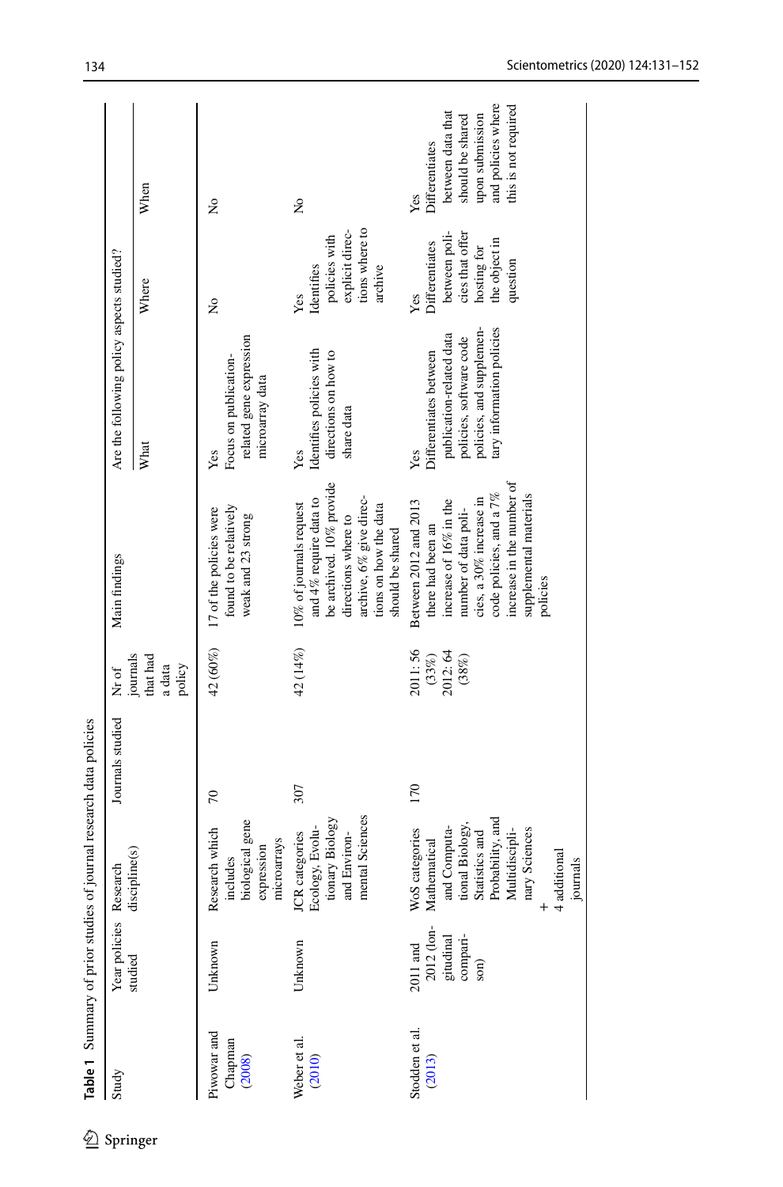**Table 1** Summary of prior studies of journal research data policies

| Study | Year policies studied | Research discipline(s) | Journals studied | Nr of journals that had a data policy | Main findings | Are the following policy aspects studied? | | |
|---|---|---|---|---|---|---|---|---|
| | | | | | | What | Where | When |
| Piwowar and Chapman (2008) | Unknown | Research which includes biological gene expression microarrays | 70 | 42 (60%) | 17 of the policies were found to be relatively weak and 23 strong | Yes Focus on publication-related gene expression microarray data | No | No |
| Weber et al. (2010) | Unknown | JCR categories Ecology, Evolutionary Biology and Environmental Sciences | 307 | 42 (14%) | 10% of journals request and 4% require data to be archived. 10% provide directions where to archive, 6% give directions on how the data should be shared | Yes Identifies policies with directions on how to share data | Yes Identifies policies with explicit directions where to archive | No |
| Stodden et al. (2013) | 2011 and 2012 (longitudinal comparison) | WoS categories Mathematical and Computational Biology, Statistics and Probability, and Multidisciplinary Sciences + 4 additional journals | 170 | 2011: 56 (33%) 2012: 64 (38%) | Between 2012 and 2013 there had been an increase of 16% in the number of data policies, a 30% increase in code policies, and a 7% increase in the number of supplemental materials policies | Yes Differentiates between publication-related data policies, software code policies, and supplementary information policies | Yes Differentiates between policies that offer hosting for the object in question | Yes Differentiates between data that should be shared upon submission and policies where this is not required |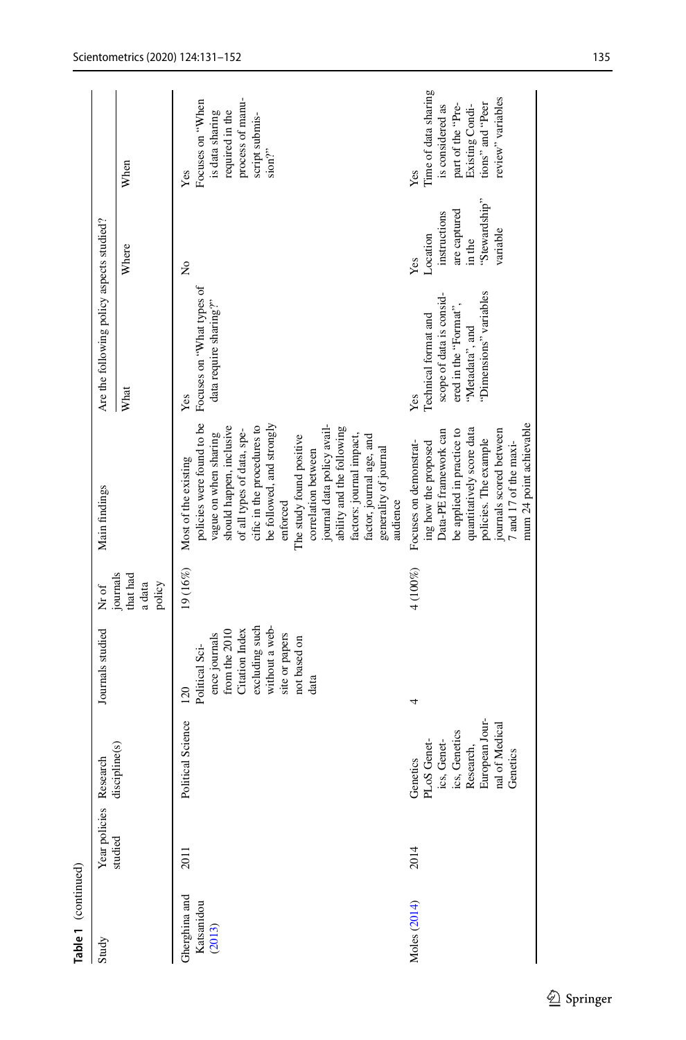**Table 1** (continued)

| Study | Year policies studied | Research discipline(s) | Journals studied | Nr of journals that had a data policy | Main findings | Are the following policy aspects studied? | | |
|---|---|---|---|---|---|---|---|---|
| | | | | | | What | Where | When |
| Gherghina and Katsanidou (2013) | 2011 | Political Science | 120 Political Science journals from the 2010 Citation Index excluding such without a website or papers not based on data | 19 (16%) | Most of the existing policies were found to be vague on when sharing should happen, inclusive of all types of data, specific in the procedures to be followed, and strongly enforced<br>The study found positive correlation between journal data policy availability and the following factors: journal impact, factor, journal age, and generality of journal audience | Yes<br>Focuses on "What types of data require sharing?" | No | Yes<br>Focuses on "When is data sharing required in the process of manuscript submission?" |
| Moles (2014) | 2014 | Genetics<br>PLoS Genetics, Genetics, Genetics Research, European Journal of Medical Genetics | 4 | 4 (100%) | Focuses on demonstrating how the proposed Data-PE framework can be applied in practice to quantitatively score data policies. The example journals scored between 7 and 17 of the maximum 24 point achievable | Yes<br>Technical format and scope of data is considered in the "Format", "Metadata", and "Dimensions" variables | Yes<br>Location instructions are captured in the "Stewardship" variable | Yes<br>Time of data sharing is considered as part of the "Pre-Existing Conditions" and "Peer review" variables |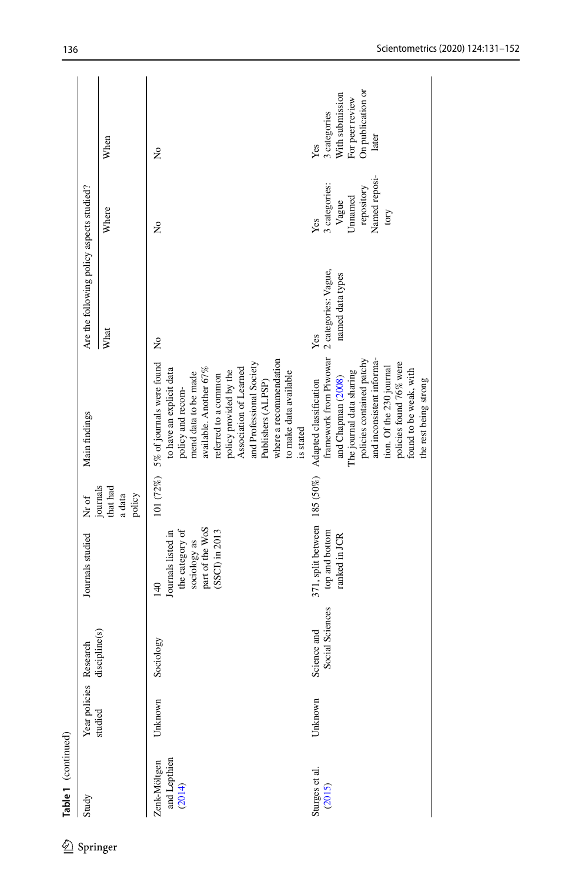**Table 1** (continued)

| Study | Year policies studied | Research discipline(s) | Journals studied | Nr of journals that had a data policy | Main findings | Are the following policy aspects studied? | | |
|---|---|---|---|---|---|---|---|---|
| | | | | | | What | Where | When |
| Zenk-Möltgen and Lepthien (2014) | Unknown | Sociology | 140 Journals listed in the category of sociology as part of the WoS (SSCI) in 2013 | 101 (72%) | 5% of journals were found to have an explicit data policy and recommend data to be made available. Another 67% referred to a common policy provided by the Association of Learned and Professional Society Publishers (ALPSP) where a recommendation to make data available is stated | No | No | No |
| Sturges et al. (2015) | Unknown | Science and Social Sciences | 371, split between top and bottom ranked in JCR | 185 (50%) | Adapted classification framework from Piwowar and Chapman (2008) The journal data sharing policies contained patchy and inconsistent information. Of the 230 journal policies found 76% were found to be weak, with the rest being strong | Yes 2 categories: Vague, named data types | Yes 3 categories: Vague Unnamed repository Named repository | Yes 3 categories With submission For peer review On publication or later |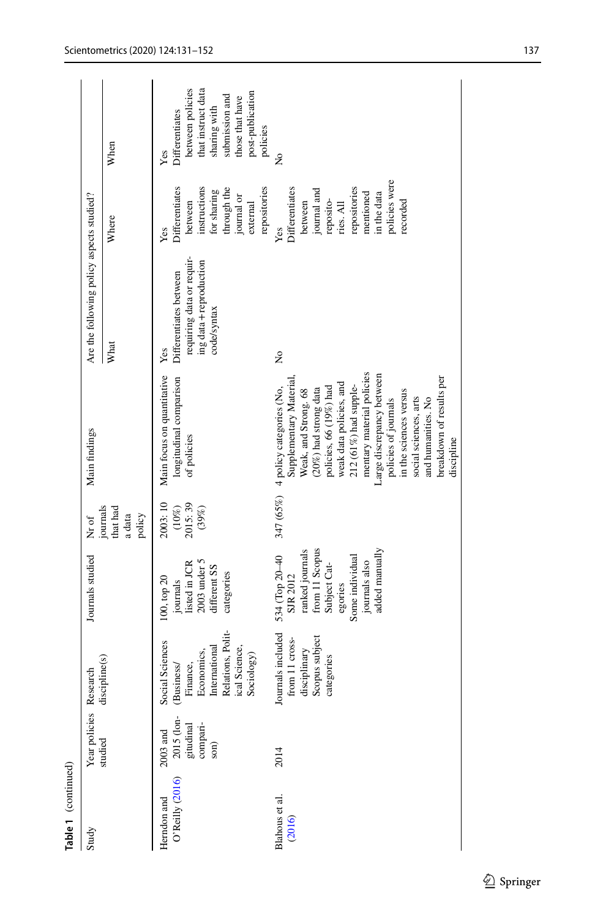**Table 1** (continued)

| Study | Year policies studied | Research discipline(s) | Journals studied | Nr of journals that had a data policy | Main findings | Are the following policy aspects studied? | | |
|---|---|---|---|---|---|---|---|---|
| | | | | | | What | Where | When |
| Herndon and O'Reilly (2016) | 2003 and 2015 (longitudinal comparison) | Social Sciences (Business/ Finance, Economics, International Relations, Political Science, Sociology) | 100, top 20 journals listed in JCR 2003 under 5 different SS categories | 2003: 10 (10%) 2015: 39 (39%) | Main focus on quantitative longitudinal comparison of policies | Yes Differentiates between requiring data or requiring data + reproduction code/syntax | Yes Differentiates between instructions for sharing through the journal or external repositories | Yes Differentiates between policies that instruct data sharing with submission and those that have post-publication policies |
| Blahous et al. (2016) | 2014 | Journals included from 11 cross-disciplinary Scopus subject categories | 534 (Top 20–40 SJR 2012 ranked journals from 11 Scopus Subject Categories Some individual journals also added manually | 347 (65%) | 4 policy categories (No, Supplementary Material, Weak, and Strong. 68 (20%) had strong data policies, 66 (19%) had weak data policies, and 212 (61%) had supplementary material policies Large discrepancy between policies of journals in the sciences versus social sciences, arts and humanities. No breakdown of results per discipline | No | Yes Differentiates between journal and repositories. All repositories mentioned in the data policies were recorded | No |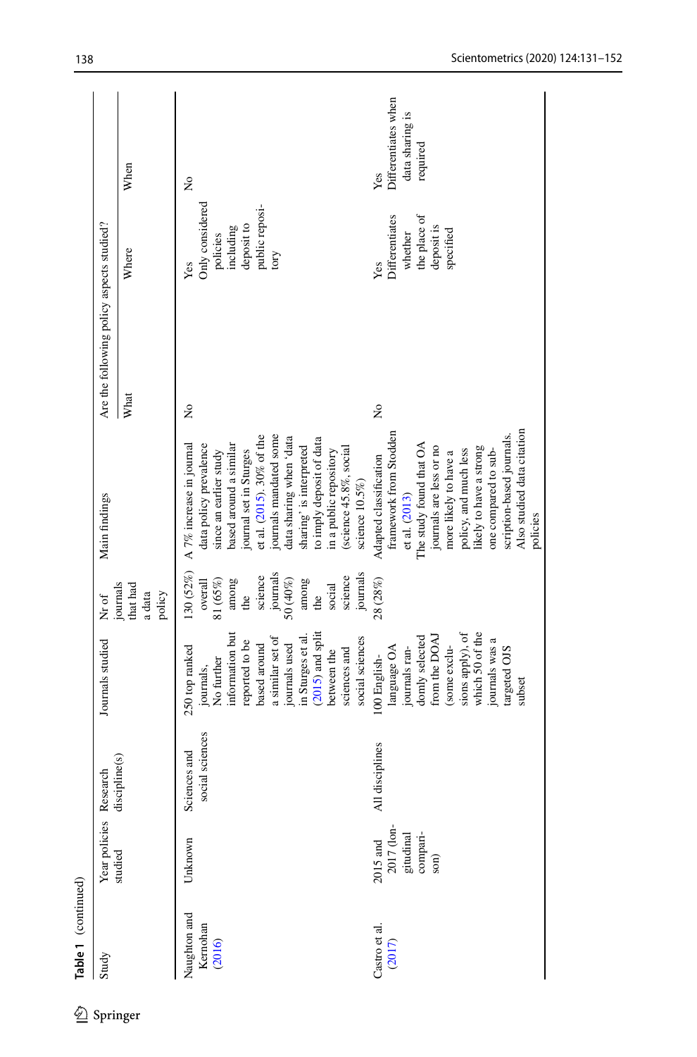**Table 1** (continued)

| Study | Year policies studied | Research discipline(s) | Journals studied | Nr of journals that had a data policy | Main findings | Are the following policy aspects studied? | | |
|---|---|---|---|---|---|---|---|---|
| | | | | | | What | Where | When |
| Naughton and Kernohan (2016) | Unknown | Sciences and social sciences | 250 top ranked journals. No further information but reported to be based around a similar set of journals used in Sturges et al. (2015) and split between the sciences and social sciences | 130 (52%) overall 81 (65%) among the science journals 50 (40%) among the social science journals | A 7% increase in journal data policy prevalence since an earlier study based around a similar journal set in Sturges et al. (2015). 30% of the journals mandated some data sharing when 'data sharing' is interpreted to imply deposit of data in a public repository (science 45.8%, social science 10.5%) | No | Yes Only considered policies including deposit to public repository | No |
| Castro et al. (2017) | 2015 and 2017 (longitudinal comparison) | All disciplines | 100 English-language OA journals randomly selected from the DOAJ (some exclusions apply), of which 50 of the journals was a targeted OJS subset | 28 (28%) | Adapted classification framework from Stodden et al. (2013) The study found that OA journals are less or no more likely to have a policy, and much less likely to have a strong one compared to subscription-based journals. Also studied data citation policies | No | Yes Differentiates whether the place of deposit is specified | Yes Differentiates when data sharing is required |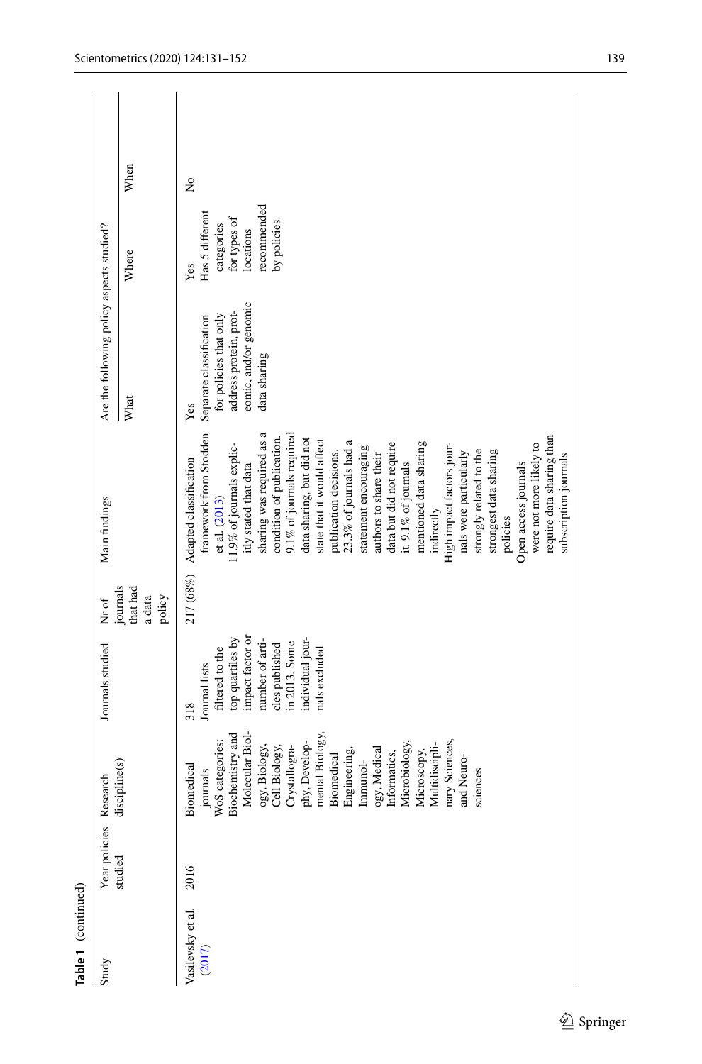**Table 1** (continued)

| Study | Year policies studied | Research discipline(s) | Journals studied | Nr of journals that had a data policy | Main findings | Are the following policy aspects studied? | | |
|---|---|---|---|---|---|---|---|---|
| | | | | | | What | Where | When |
| Vasilevsky et al. (2017) | 2016 | Biomedical journals WoS categories: Biochemistry and Molecular Biology, Biology, Cell Biology, Crystallography, Developmental Biology, Biomedical Engineering, Immunology, Medical Informatics, Microbiology, Microscopy, Multidisciplinary Sciences, and Neurosciences | 318 Journal lists filtered to the top quartiles by impact factor or number of articles published in 2013. Some individual journals excluded | 217 (68%) | Adapted classification framework from Stodden et al. (2013) 11.9% of journals explicitly stated that data sharing was required as a condition of publication. 9.1% of journals required data sharing, but did not state that it would affect publication decisions. 23.3% of journals had a statement encouraging authors to share their data but did not require it. 9.1% of journals mentioned data sharing indirectly High impact factors journals were particularly strongly related to the strongest data sharing policies Open access journals were not more likely to require data sharing than subscription journals | Yes Separate classification for policies that only address protein, proteomic, and/or genomic data sharing | Yes Has 5 different categories for types of locations recommended by policies | No |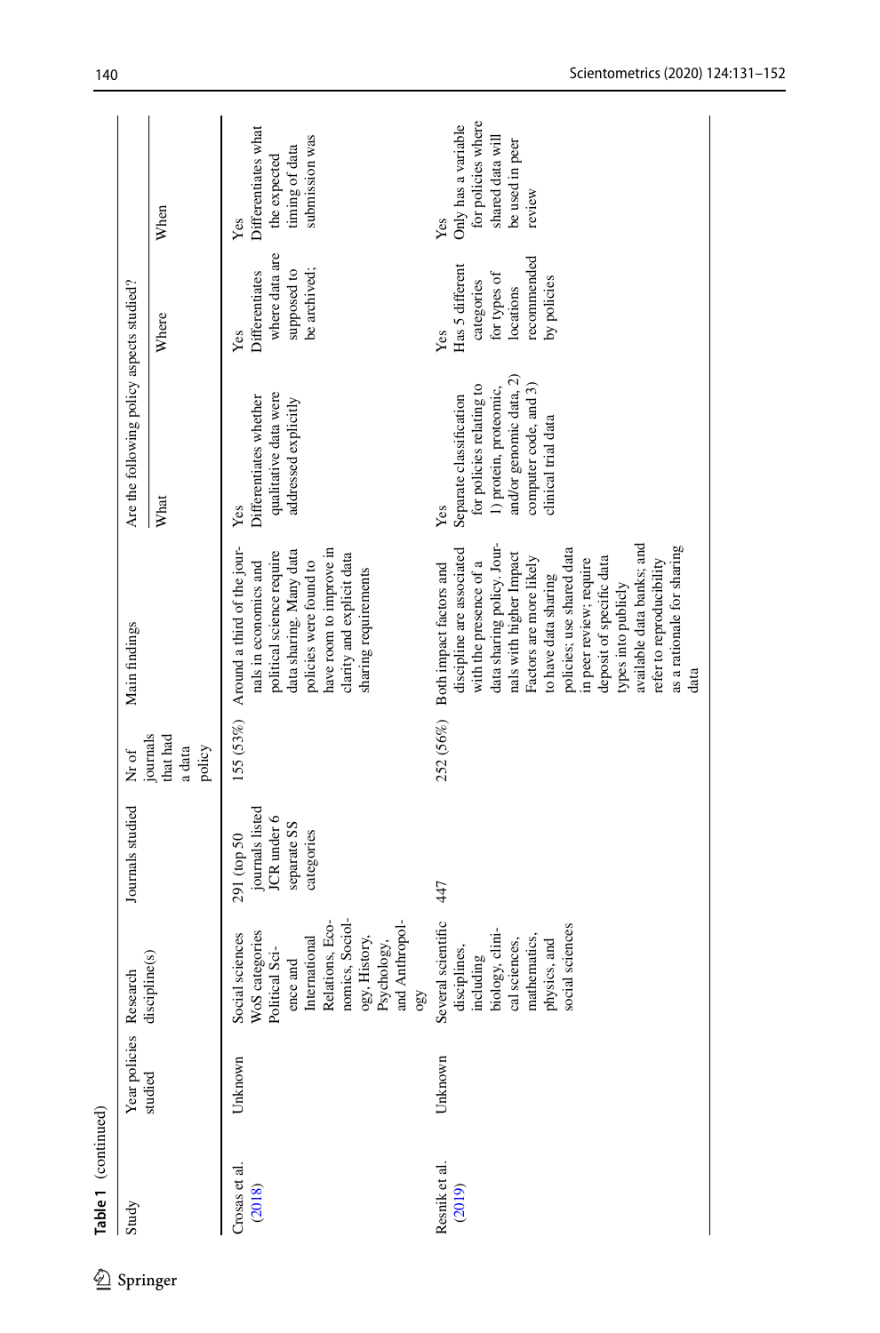**Table 1** (continued)

| Study | Year policies studied | Research discipline(s) | Journals studied | Nr of journals that had a data policy | Main findings | Are the following policy aspects studied? | | |
|---|---|---|---|---|---|---|---|---|
| | | | | | | What | Where | When |
| Crosas et al. (2018) | Unknown | Social sciences WoS categories Political Science and International Relations, Economics, Sociology, History, Psychology, and Anthropology | 291 (top 50 journals listed JCR under 6 separate SS categories | 155 (53%) | Around a third of the journals in economics and political science require data sharing. Many data policies were found to have room to improve in clarity and explicit data sharing requirements | Yes Differentiates whether qualitative data were addressed explicitly | Yes Differentiates where data are supposed to be archived; | Yes Differentiates what the expected timing of data submission was |
| Resnik et al. (2019) | Unknown | Several scientific disciplines, including biology, clinical sciences, mathematics, physics, and social sciences | 447 | 252 (56%) | Both impact factors and discipline are associated with the presence of a data sharing policy. Journals with higher Impact Factors are more likely to have data sharing policies; use shared data in peer review; require deposit of specific data types into publicly available data banks; and refer to reproducibility as a rationale for sharing data | Yes Separate classification for policies relating to 1) protein, proteomic, and/or genomic data, 2) computer code, and 3) clinical trial data | Yes Has 5 different categories for types of locations recommended by policies | Yes Only has a variable for policies where shared data will be used in peer review |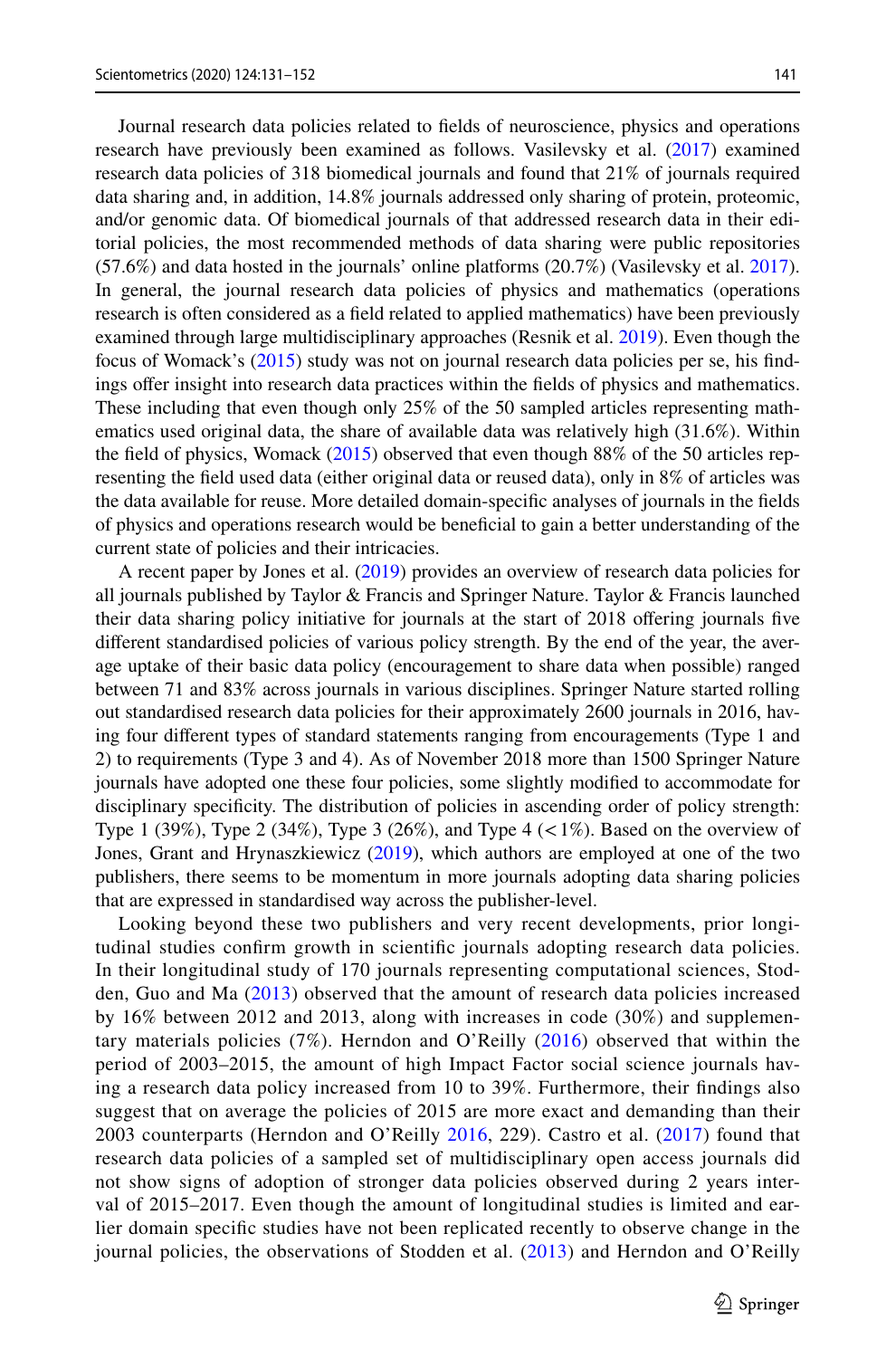Journal research data policies related to fields of neuroscience, physics and operations research have previously been examined as follows. Vasilevsky et al. (2017) examined research data policies of 318 biomedical journals and found that 21% of journals required data sharing and, in addition, 14.8% journals addressed only sharing of protein, proteomic, and/or genomic data. Of biomedical journals of that addressed research data in their editorial policies, the most recommended methods of data sharing were public repositories (57.6%) and data hosted in the journals' online platforms (20.7%) (Vasilevsky et al. 2017). In general, the journal research data policies of physics and mathematics (operations research is often considered as a field related to applied mathematics) have been previously examined through large multidisciplinary approaches (Resnik et al. 2019). Even though the focus of Womack's (2015) study was not on journal research data policies per se, his findings offer insight into research data practices within the fields of physics and mathematics. These including that even though only 25% of the 50 sampled articles representing mathematics used original data, the share of available data was relatively high (31.6%). Within the field of physics, Womack (2015) observed that even though 88% of the 50 articles representing the field used data (either original data or reused data), only in 8% of articles was the data available for reuse. More detailed domain-specific analyses of journals in the fields of physics and operations research would be beneficial to gain a better understanding of the current state of policies and their intricacies.

A recent paper by Jones et al. (2019) provides an overview of research data policies for all journals published by Taylor & Francis and Springer Nature. Taylor & Francis launched their data sharing policy initiative for journals at the start of 2018 offering journals five different standardised policies of various policy strength. By the end of the year, the average uptake of their basic data policy (encouragement to share data when possible) ranged between 71 and 83% across journals in various disciplines. Springer Nature started rolling out standardised research data policies for their approximately 2600 journals in 2016, having four different types of standard statements ranging from encouragements (Type 1 and 2) to requirements (Type 3 and 4). As of November 2018 more than 1500 Springer Nature journals have adopted one these four policies, some slightly modified to accommodate for disciplinary specificity. The distribution of policies in ascending order of policy strength: Type 1 (39%), Type 2 (34%), Type 3 (26%), and Type 4 (<1%). Based on the overview of Jones, Grant and Hrynaszkiewicz (2019), which authors are employed at one of the two publishers, there seems to be momentum in more journals adopting data sharing policies that are expressed in standardised way across the publisher-level.

Looking beyond these two publishers and very recent developments, prior longitudinal studies confirm growth in scientific journals adopting research data policies. In their longitudinal study of 170 journals representing computational sciences, Stodden, Guo and Ma (2013) observed that the amount of research data policies increased by 16% between 2012 and 2013, along with increases in code (30%) and supplementary materials policies (7%). Herndon and O'Reilly (2016) observed that within the period of 2003–2015, the amount of high Impact Factor social science journals having a research data policy increased from 10 to 39%. Furthermore, their findings also suggest that on average the policies of 2015 are more exact and demanding than their 2003 counterparts (Herndon and O'Reilly 2016, 229). Castro et al. (2017) found that research data policies of a sampled set of multidisciplinary open access journals did not show signs of adoption of stronger data policies observed during 2 years interval of 2015–2017. Even though the amount of longitudinal studies is limited and earlier domain specific studies have not been replicated recently to observe change in the journal policies, the observations of Stodden et al. (2013) and Herndon and O'Reilly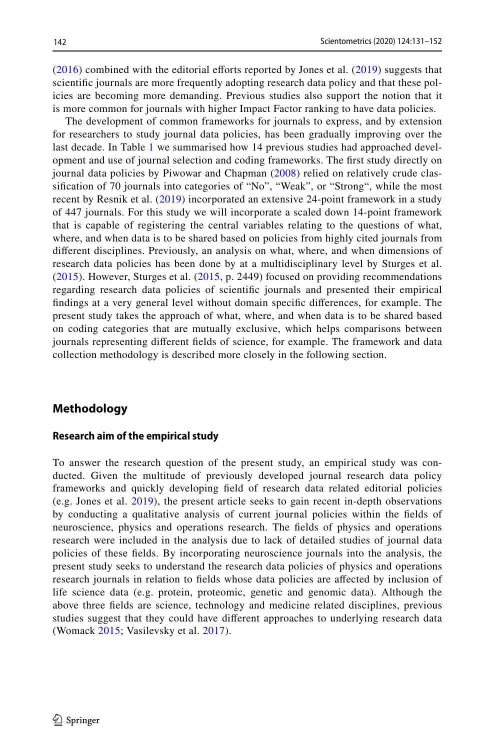(2016) combined with the editorial efforts reported by Jones et al. (2019) suggests that scientific journals are more frequently adopting research data policy and that these policies are becoming more demanding. Previous studies also support the notion that it is more common for journals with higher Impact Factor ranking to have data policies.

The development of common frameworks for journals to express, and by extension for researchers to study journal data policies, has been gradually improving over the last decade. In Table 1 we summarised how 14 previous studies had approached development and use of journal selection and coding frameworks. The first study directly on journal data policies by Piwowar and Chapman (2008) relied on relatively crude classification of 70 journals into categories of "No", "Weak", or "Strong", while the most recent by Resnik et al. (2019) incorporated an extensive 24-point framework in a study of 447 journals. For this study we will incorporate a scaled down 14-point framework that is capable of registering the central variables relating to the questions of what, where, and when data is to be shared based on policies from highly cited journals from different disciplines. Previously, an analysis on what, where, and when dimensions of research data policies has been done by at a multidisciplinary level by Sturges et al. (2015). However, Sturges et al. (2015, p. 2449) focused on providing recommendations regarding research data policies of scientific journals and presented their empirical findings at a very general level without domain specific differences, for example. The present study takes the approach of what, where, and when data is to be shared based on coding categories that are mutually exclusive, which helps comparisons between journals representing different fields of science, for example. The framework and data collection methodology is described more closely in the following section.

## Methodology

### Research aim of the empirical study

To answer the research question of the present study, an empirical study was conducted. Given the multitude of previously developed journal research data policy frameworks and quickly developing field of research data related editorial policies (e.g. Jones et al. 2019), the present article seeks to gain recent in-depth observations by conducting a qualitative analysis of current journal policies within the fields of neuroscience, physics and operations research. The fields of physics and operations research were included in the analysis due to lack of detailed studies of journal data policies of these fields. By incorporating neuroscience journals into the analysis, the present study seeks to understand the research data policies of physics and operations research journals in relation to fields whose data policies are affected by inclusion of life science data (e.g. protein, proteomic, genetic and genomic data). Although the above three fields are science, technology and medicine related disciplines, previous studies suggest that they could have different approaches to underlying research data (Womack 2015; Vasilevsky et al. 2017).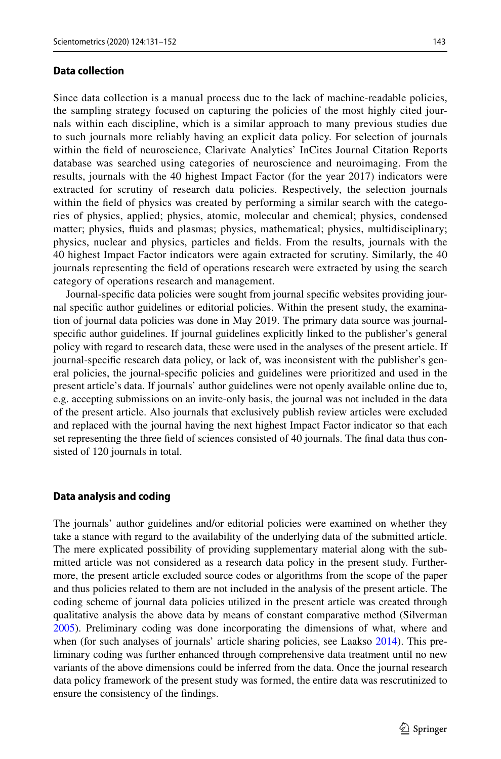### Data collection

Since data collection is a manual process due to the lack of machine-readable policies, the sampling strategy focused on capturing the policies of the most highly cited journals within each discipline, which is a similar approach to many previous studies due to such journals more reliably having an explicit data policy. For selection of journals within the field of neuroscience, Clarivate Analytics' InCites Journal Citation Reports database was searched using categories of neuroscience and neuroimaging. From the results, journals with the 40 highest Impact Factor (for the year 2017) indicators were extracted for scrutiny of research data policies. Respectively, the selection journals within the field of physics was created by performing a similar search with the categories of physics, applied; physics, atomic, molecular and chemical; physics, condensed matter; physics, fluids and plasmas; physics, mathematical; physics, multidisciplinary; physics, nuclear and physics, particles and fields. From the results, journals with the 40 highest Impact Factor indicators were again extracted for scrutiny. Similarly, the 40 journals representing the field of operations research were extracted by using the search category of operations research and management.

Journal-specific data policies were sought from journal specific websites providing journal specific author guidelines or editorial policies. Within the present study, the examination of journal data policies was done in May 2019. The primary data source was journal-specific author guidelines. If journal guidelines explicitly linked to the publisher's general policy with regard to research data, these were used in the analyses of the present article. If journal-specific research data policy, or lack of, was inconsistent with the publisher's general policies, the journal-specific policies and guidelines were prioritized and used in the present article's data. If journals' author guidelines were not openly available online due to, e.g. accepting submissions on an invite-only basis, the journal was not included in the data of the present article. Also journals that exclusively publish review articles were excluded and replaced with the journal having the next highest Impact Factor indicator so that each set representing the three field of sciences consisted of 40 journals. The final data thus consisted of 120 journals in total.

### Data analysis and coding

The journals' author guidelines and/or editorial policies were examined on whether they take a stance with regard to the availability of the underlying data of the submitted article. The mere explicated possibility of providing supplementary material along with the submitted article was not considered as a research data policy in the present study. Furthermore, the present article excluded source codes or algorithms from the scope of the paper and thus policies related to them are not included in the analysis of the present article. The coding scheme of journal data policies utilized in the present article was created through qualitative analysis the above data by means of constant comparative method (Silverman 2005). Preliminary coding was done incorporating the dimensions of what, where and when (for such analyses of journals' article sharing policies, see Laakso 2014). This preliminary coding was further enhanced through comprehensive data treatment until no new variants of the above dimensions could be inferred from the data. Once the journal research data policy framework of the present study was formed, the entire data was rescrutinized to ensure the consistency of the findings.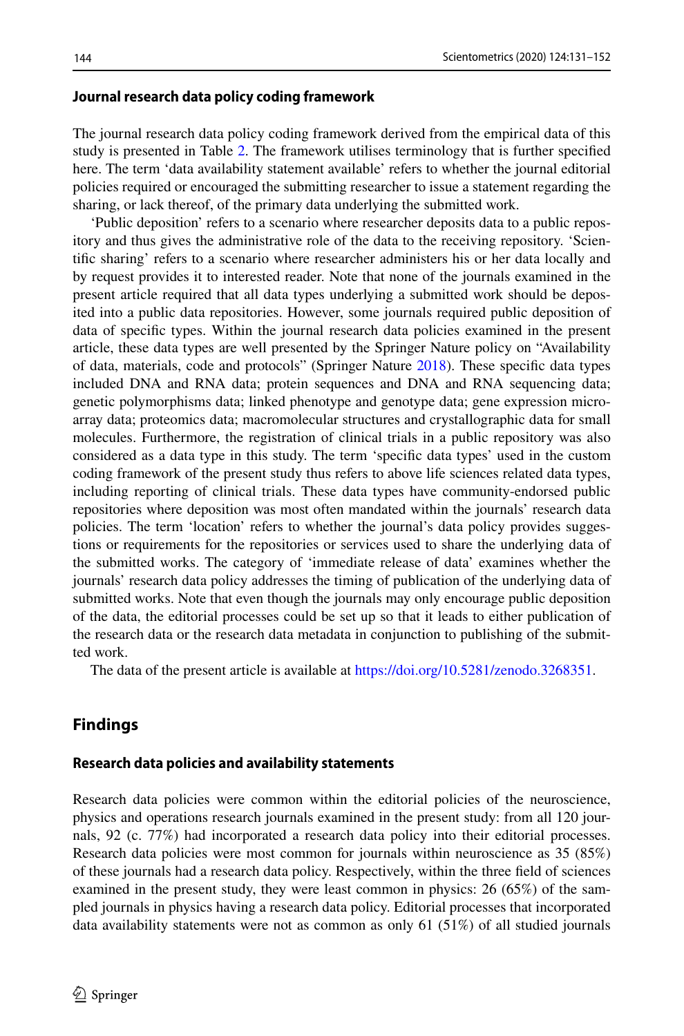### Journal research data policy coding framework

The journal research data policy coding framework derived from the empirical data of this study is presented in Table 2. The framework utilises terminology that is further specified here. The term 'data availability statement available' refers to whether the journal editorial policies required or encouraged the submitting researcher to issue a statement regarding the sharing, or lack thereof, of the primary data underlying the submitted work.

'Public deposition' refers to a scenario where researcher deposits data to a public repository and thus gives the administrative role of the data to the receiving repository. 'Scientific sharing' refers to a scenario where researcher administers his or her data locally and by request provides it to interested reader. Note that none of the journals examined in the present article required that all data types underlying a submitted work should be deposited into a public data repositories. However, some journals required public deposition of data of specific types. Within the journal research data policies examined in the present article, these data types are well presented by the Springer Nature policy on "Availability of data, materials, code and protocols" (Springer Nature 2018). These specific data types included DNA and RNA data; protein sequences and DNA and RNA sequencing data; genetic polymorphisms data; linked phenotype and genotype data; gene expression microarray data; proteomics data; macromolecular structures and crystallographic data for small molecules. Furthermore, the registration of clinical trials in a public repository was also considered as a data type in this study. The term 'specific data types' used in the custom coding framework of the present study thus refers to above life sciences related data types, including reporting of clinical trials. These data types have community-endorsed public repositories where deposition was most often mandated within the journals' research data policies. The term 'location' refers to whether the journal's data policy provides suggestions or requirements for the repositories or services used to share the underlying data of the submitted works. The category of 'immediate release of data' examines whether the journals' research data policy addresses the timing of publication of the underlying data of submitted works. Note that even though the journals may only encourage public deposition of the data, the editorial processes could be set up so that it leads to either publication of the research data or the research data metadata in conjunction to publishing of the submitted work.

The data of the present article is available at https://doi.org/10.5281/zenodo.3268351.

## Findings

### Research data policies and availability statements

Research data policies were common within the editorial policies of the neuroscience, physics and operations research journals examined in the present study: from all 120 journals, 92 (c. 77%) had incorporated a research data policy into their editorial processes. Research data policies were most common for journals within neuroscience as 35 (85%) of these journals had a research data policy. Respectively, within the three field of sciences examined in the present study, they were least common in physics: 26 (65%) of the sampled journals in physics having a research data policy. Editorial processes that incorporated data availability statements were not as common as only 61 (51%) of all studied journals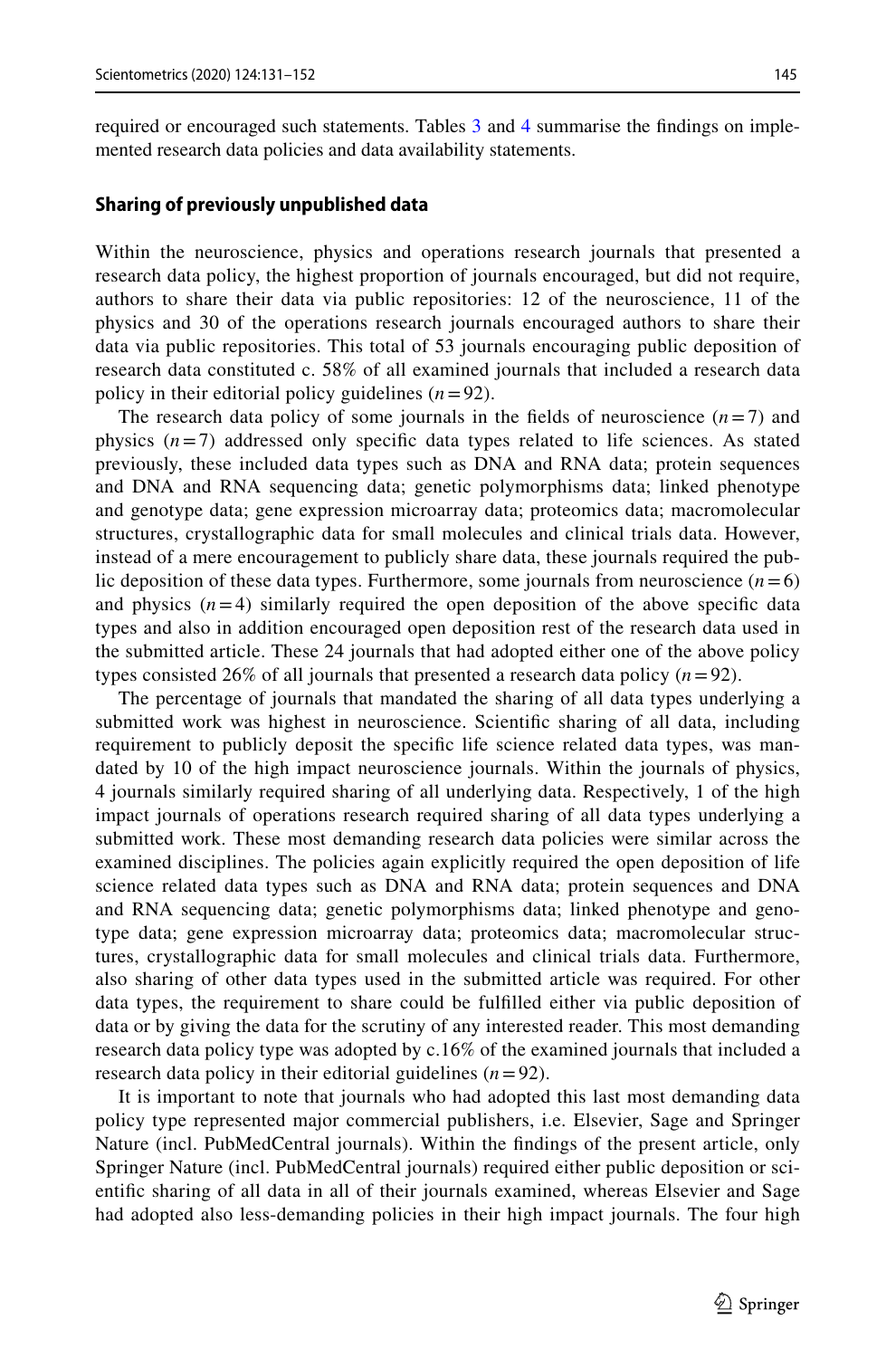required or encouraged such statements. Tables 3 and 4 summarise the findings on implemented research data policies and data availability statements.

### Sharing of previously unpublished data

Within the neuroscience, physics and operations research journals that presented a research data policy, the highest proportion of journals encouraged, but did not require, authors to share their data via public repositories: 12 of the neuroscience, 11 of the physics and 30 of the operations research journals encouraged authors to share their data via public repositories. This total of 53 journals encouraging public deposition of research data constituted c. 58% of all examined journals that included a research data policy in their editorial policy guidelines ($n = 92$).

The research data policy of some journals in the fields of neuroscience ($n = 7$) and physics ($n = 7$) addressed only specific data types related to life sciences. As stated previously, these included data types such as DNA and RNA data; protein sequences and DNA and RNA sequencing data; genetic polymorphisms data; linked phenotype and genotype data; gene expression microarray data; proteomics data; macromolecular structures, crystallographic data for small molecules and clinical trials data. However, instead of a mere encouragement to publicly share data, these journals required the public deposition of these data types. Furthermore, some journals from neuroscience ($n = 6$) and physics ($n = 4$) similarly required the open deposition of the above specific data types and also in addition encouraged open deposition rest of the research data used in the submitted article. These 24 journals that had adopted either one of the above policy types consisted 26% of all journals that presented a research data policy ($n = 92$).

The percentage of journals that mandated the sharing of all data types underlying a submitted work was highest in neuroscience. Scientific sharing of all data, including requirement to publicly deposit the specific life science related data types, was mandated by 10 of the high impact neuroscience journals. Within the journals of physics, 4 journals similarly required sharing of all underlying data. Respectively, 1 of the high impact journals of operations research required sharing of all data types underlying a submitted work. These most demanding research data policies were similar across the examined disciplines. The policies again explicitly required the open deposition of life science related data types such as DNA and RNA data; protein sequences and DNA and RNA sequencing data; genetic polymorphisms data; linked phenotype and genotype data; gene expression microarray data; proteomics data; macromolecular structures, crystallographic data for small molecules and clinical trials data. Furthermore, also sharing of other data types used in the submitted article was required. For other data types, the requirement to share could be fulfilled either via public deposition of data or by giving the data for the scrutiny of any interested reader. This most demanding research data policy type was adopted by c.16% of the examined journals that included a research data policy in their editorial guidelines ($n = 92$).

It is important to note that journals who had adopted this last most demanding data policy type represented major commercial publishers, i.e. Elsevier, Sage and Springer Nature (incl. PubMedCentral journals). Within the findings of the present article, only Springer Nature (incl. PubMedCentral journals) required either public deposition or scientific sharing of all data in all of their journals examined, whereas Elsevier and Sage had adopted also less-demanding policies in their high impact journals. The four high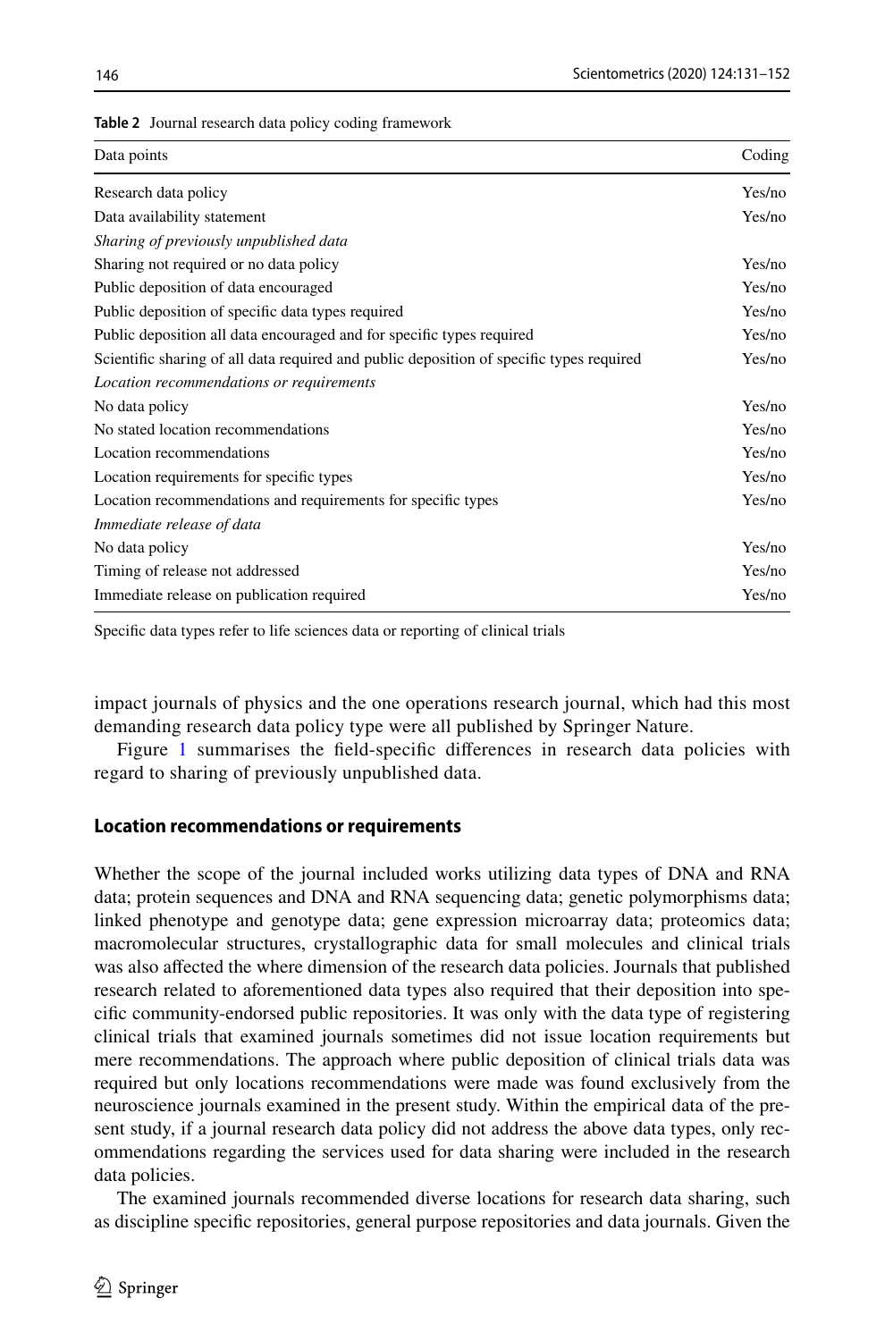**Table 2** Journal research data policy coding framework

| Data points | Coding |
|---|---|
| Research data policy | Yes/no |
| Data availability statement | Yes/no |
| *Sharing of previously unpublished data* | |
| Sharing not required or no data policy | Yes/no |
| Public deposition of data encouraged | Yes/no |
| Public deposition of specific data types required | Yes/no |
| Public deposition all data encouraged and for specific types required | Yes/no |
| Scientific sharing of all data required and public deposition of specific types required | Yes/no |
| *Location recommendations or requirements* | |
| No data policy | Yes/no |
| No stated location recommendations | Yes/no |
| Location recommendations | Yes/no |
| Location requirements for specific types | Yes/no |
| Location recommendations and requirements for specific types | Yes/no |
| *Immediate release of data* | |
| No data policy | Yes/no |
| Timing of release not addressed | Yes/no |
| Immediate release on publication required | Yes/no |

Specific data types refer to life sciences data or reporting of clinical trials

impact journals of physics and the one operations research journal, which had this most demanding research data policy type were all published by Springer Nature.

Figure 1 summarises the field-specific differences in research data policies with regard to sharing of previously unpublished data.

### Location recommendations or requirements

Whether the scope of the journal included works utilizing data types of DNA and RNA data; protein sequences and DNA and RNA sequencing data; genetic polymorphisms data; linked phenotype and genotype data; gene expression microarray data; proteomics data; macromolecular structures, crystallographic data for small molecules and clinical trials was also affected the where dimension of the research data policies. Journals that published research related to aforementioned data types also required that their deposition into specific community-endorsed public repositories. It was only with the data type of registering clinical trials that examined journals sometimes did not issue location requirements but mere recommendations. The approach where public deposition of clinical trials data was required but only locations recommendations were made was found exclusively from the neuroscience journals examined in the present study. Within the empirical data of the present study, if a journal research data policy did not address the above data types, only recommendations regarding the services used for data sharing were included in the research data policies.

The examined journals recommended diverse locations for research data sharing, such as discipline specific repositories, general purpose repositories and data journals. Given the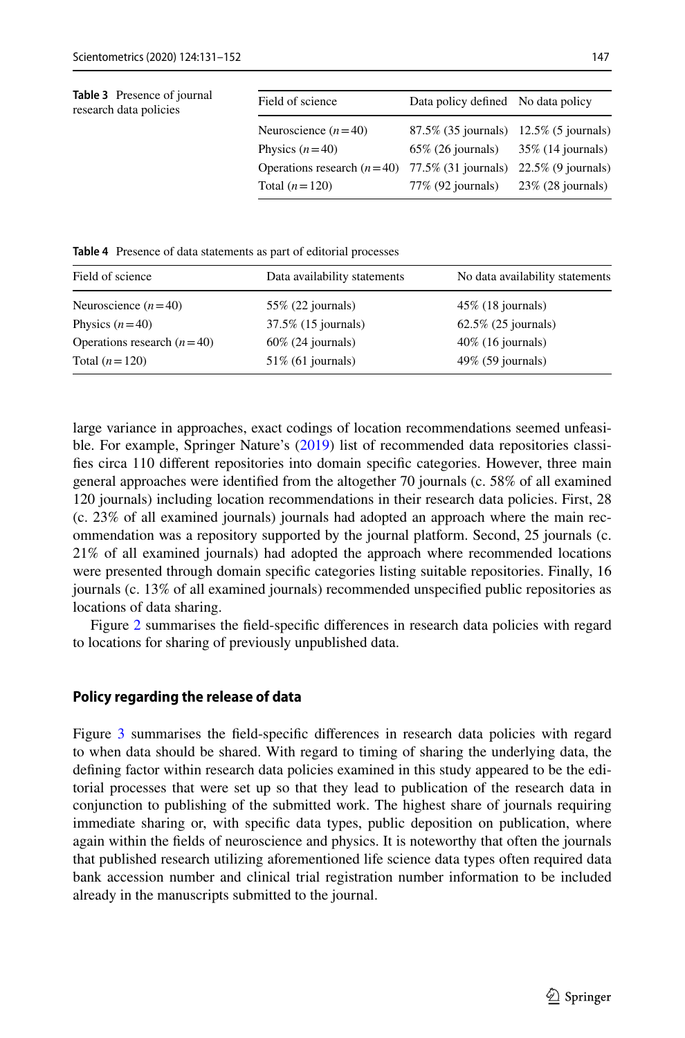**Table 3** Presence of journal research data policies

| Field of science | Data policy defined | No data policy |
|---|---|---|
| Neuroscience ($n=40$) | 87.5% (35 journals) | 12.5% (5 journals) |
| Physics ($n=40$) | 65% (26 journals) | 35% (14 journals) |
| Operations research ($n=40$) | 77.5% (31 journals) | 22.5% (9 journals) |
| Total ($n=120$) | 77% (92 journals) | 23% (28 journals) |

**Table 4** Presence of data statements as part of editorial processes

| Field of science | Data availability statements | No data availability statements |
|---|---|---|
| Neuroscience ($n=40$) | 55% (22 journals) | 45% (18 journals) |
| Physics ($n=40$) | 37.5% (15 journals) | 62.5% (25 journals) |
| Operations research ($n=40$) | 60% (24 journals) | 40% (16 journals) |
| Total ($n=120$) | 51% (61 journals) | 49% (59 journals) |

large variance in approaches, exact codings of location recommendations seemed unfeasible. For example, Springer Nature's (2019) list of recommended data repositories classifies circa 110 different repositories into domain specific categories. However, three main general approaches were identified from the altogether 70 journals (c. 58% of all examined 120 journals) including location recommendations in their research data policies. First, 28 (c. 23% of all examined journals) journals had adopted an approach where the main recommendation was a repository supported by the journal platform. Second, 25 journals (c. 21% of all examined journals) had adopted the approach where recommended locations were presented through domain specific categories listing suitable repositories. Finally, 16 journals (c. 13% of all examined journals) recommended unspecified public repositories as locations of data sharing.

Figure 2 summarises the field-specific differences in research data policies with regard to locations for sharing of previously unpublished data.

### Policy regarding the release of data

Figure 3 summarises the field-specific differences in research data policies with regard to when data should be shared. With regard to timing of sharing the underlying data, the defining factor within research data policies examined in this study appeared to be the editorial processes that were set up so that they lead to publication of the research data in conjunction to publishing of the submitted work. The highest share of journals requiring immediate sharing or, with specific data types, public deposition on publication, where again within the fields of neuroscience and physics. It is noteworthy that often the journals that published research utilizing aforementioned life science data types often required data bank accession number and clinical trial registration number information to be included already in the manuscripts submitted to the journal.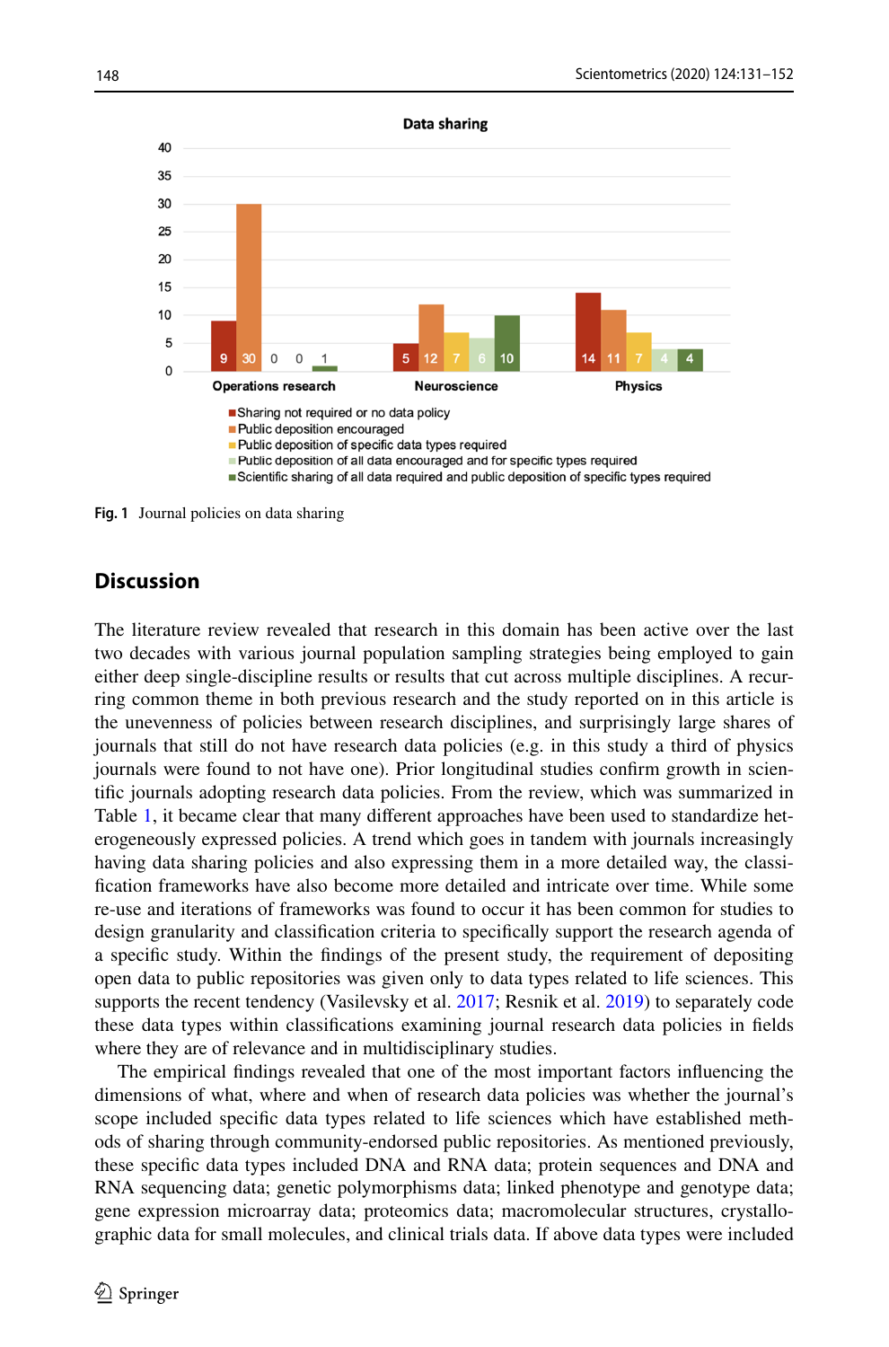Fig. 1 Journal policies on data sharing

## Discussion

The literature review revealed that research in this domain has been active over the last two decades with various journal population sampling strategies being employed to gain either deep single-discipline results or results that cut across multiple disciplines. A recurring common theme in both previous research and the study reported on in this article is the unevenness of policies between research disciplines, and surprisingly large shares of journals that still do not have research data policies (e.g. in this study a third of physics journals were found to not have one). Prior longitudinal studies confirm growth in scientific journals adopting research data policies. From the review, which was summarized in Table 1, it became clear that many different approaches have been used to standardize heterogeneously expressed policies. A trend which goes in tandem with journals increasingly having data sharing policies and also expressing them in a more detailed way, the classification frameworks have also become more detailed and intricate over time. While some re-use and iterations of frameworks was found to occur it has been common for studies to design granularity and classification criteria to specifically support the research agenda of a specific study. Within the findings of the present study, the requirement of depositing open data to public repositories was given only to data types related to life sciences. This supports the recent tendency (Vasilevsky et al. 2017; Resnik et al. 2019) to separately code these data types within classifications examining journal research data policies in fields where they are of relevance and in multidisciplinary studies.

The empirical findings revealed that one of the most important factors influencing the dimensions of what, where and when of research data policies was whether the journal's scope included specific data types related to life sciences which have established methods of sharing through community-endorsed public repositories. As mentioned previously, these specific data types included DNA and RNA data; protein sequences and DNA and RNA sequencing data; genetic polymorphisms data; linked phenotype and genotype data; gene expression microarray data; proteomics data; macromolecular structures, crystallographic data for small molecules, and clinical trials data. If above data types were included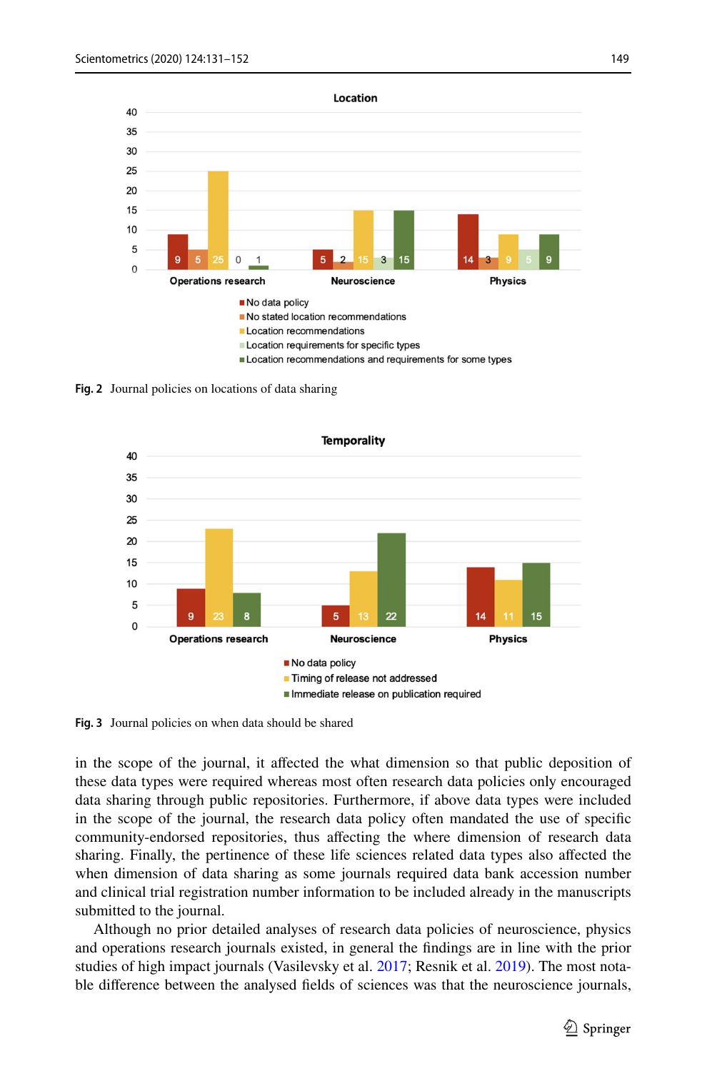**Location**

| | No data policy | No stated location recommendations | Location recommendations | Location requirements for specific types | Location recommendations and requirements for some types |
|---|---|---|---|---|---|
| Operations research | 9 | 5 | 25 | 0 | 1 |
| Neuroscience | 5 | 2 | 15 | 3 | 15 |
| Physics | 14 | 3 | 9 | 5 | 9 |

**Fig. 2** Journal policies on locations of data sharing

**Temporality**

| | No data policy | Timing of release not addressed | Immediate release on publication required |
|---|---|---|---|
| Operations research | 9 | 23 | 8 |
| Neuroscience | 5 | 13 | 22 |
| Physics | 14 | 11 | 15 |

**Fig. 3** Journal policies on when data should be shared

in the scope of the journal, it affected the what dimension so that public deposition of these data types were required whereas most often research data policies only encouraged data sharing through public repositories. Furthermore, if above data types were included in the scope of the journal, the research data policy often mandated the use of specific community-endorsed repositories, thus affecting the where dimension of research data sharing. Finally, the pertinence of these life sciences related data types also affected the when dimension of data sharing as some journals required data bank accession number and clinical trial registration number information to be included already in the manuscripts submitted to the journal.

Although no prior detailed analyses of research data policies of neuroscience, physics and operations research journals existed, in general the findings are in line with the prior studies of high impact journals (Vasilevsky et al. 2017; Resnik et al. 2019). The most notable difference between the analysed fields of sciences was that the neuroscience journals,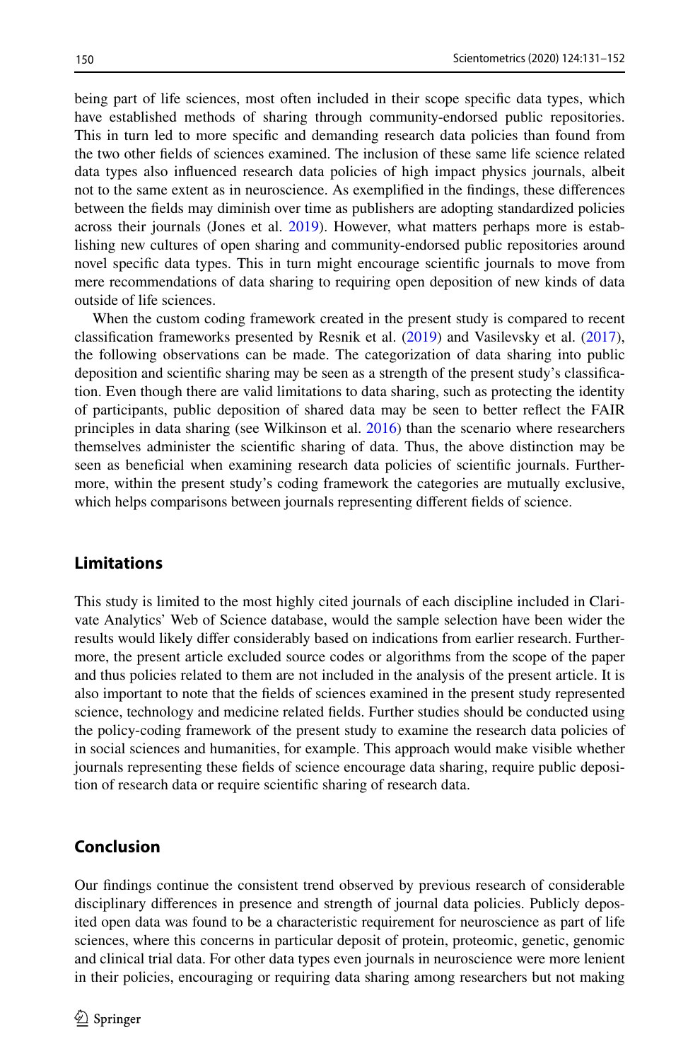being part of life sciences, most often included in their scope specific data types, which have established methods of sharing through community-endorsed public repositories. This in turn led to more specific and demanding research data policies than found from the two other fields of sciences examined. The inclusion of these same life science related data types also influenced research data policies of high impact physics journals, albeit not to the same extent as in neuroscience. As exemplified in the findings, these differences between the fields may diminish over time as publishers are adopting standardized policies across their journals (Jones et al. 2019). However, what matters perhaps more is establishing new cultures of open sharing and community-endorsed public repositories around novel specific data types. This in turn might encourage scientific journals to move from mere recommendations of data sharing to requiring open deposition of new kinds of data outside of life sciences.

When the custom coding framework created in the present study is compared to recent classification frameworks presented by Resnik et al. (2019) and Vasilevsky et al. (2017), the following observations can be made. The categorization of data sharing into public deposition and scientific sharing may be seen as a strength of the present study's classification. Even though there are valid limitations to data sharing, such as protecting the identity of participants, public deposition of shared data may be seen to better reflect the FAIR principles in data sharing (see Wilkinson et al. 2016) than the scenario where researchers themselves administer the scientific sharing of data. Thus, the above distinction may be seen as beneficial when examining research data policies of scientific journals. Furthermore, within the present study's coding framework the categories are mutually exclusive, which helps comparisons between journals representing different fields of science.

## Limitations

This study is limited to the most highly cited journals of each discipline included in Clarivate Analytics' Web of Science database, would the sample selection have been wider the results would likely differ considerably based on indications from earlier research. Furthermore, the present article excluded source codes or algorithms from the scope of the paper and thus policies related to them are not included in the analysis of the present article. It is also important to note that the fields of sciences examined in the present study represented science, technology and medicine related fields. Further studies should be conducted using the policy-coding framework of the present study to examine the research data policies of in social sciences and humanities, for example. This approach would make visible whether journals representing these fields of science encourage data sharing, require public deposition of research data or require scientific sharing of research data.

## Conclusion

Our findings continue the consistent trend observed by previous research of considerable disciplinary differences in presence and strength of journal data policies. Publicly deposited open data was found to be a characteristic requirement for neuroscience as part of life sciences, where this concerns in particular deposit of protein, proteomic, genetic, genomic and clinical trial data. For other data types even journals in neuroscience were more lenient in their policies, encouraging or requiring data sharing among researchers but not making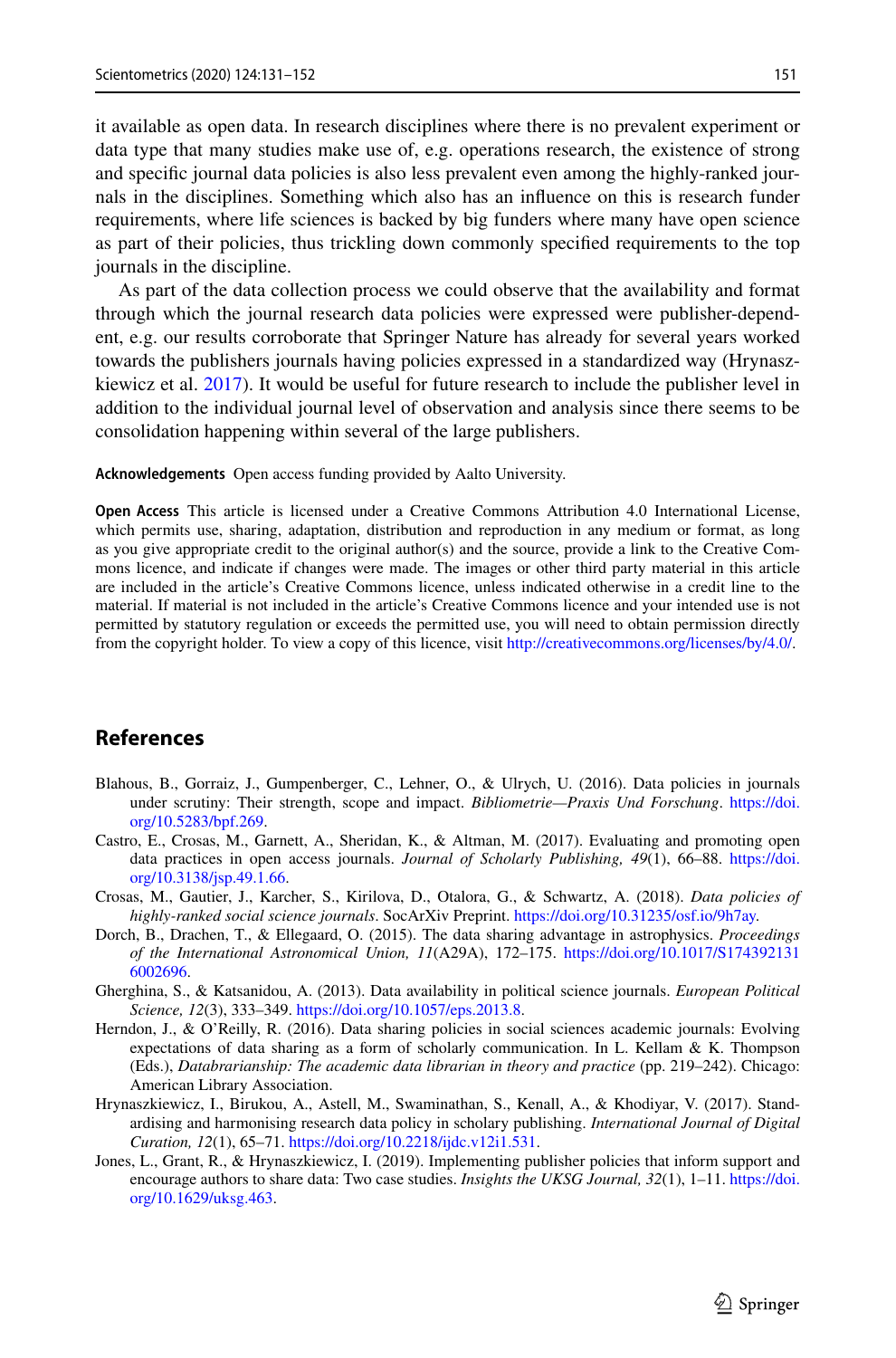it available as open data. In research disciplines where there is no prevalent experiment or data type that many studies make use of, e.g. operations research, the existence of strong and specific journal data policies is also less prevalent even among the highly-ranked journals in the disciplines. Something which also has an influence on this is research funder requirements, where life sciences is backed by big funders where many have open science as part of their policies, thus trickling down commonly specified requirements to the top journals in the discipline.

As part of the data collection process we could observe that the availability and format through which the journal research data policies were expressed were publisher-dependent, e.g. our results corroborate that Springer Nature has already for several years worked towards the publishers journals having policies expressed in a standardized way (Hrynaszkiewicz et al. 2017). It would be useful for future research to include the publisher level in addition to the individual journal level of observation and analysis since there seems to be consolidation happening within several of the large publishers.

**Acknowledgements** Open access funding provided by Aalto University.

**Open Access** This article is licensed under a Creative Commons Attribution 4.0 International License, which permits use, sharing, adaptation, distribution and reproduction in any medium or format, as long as you give appropriate credit to the original author(s) and the source, provide a link to the Creative Commons licence, and indicate if changes were made. The images or other third party material in this article are included in the article's Creative Commons licence, unless indicated otherwise in a credit line to the material. If material is not included in the article's Creative Commons licence and your intended use is not permitted by statutory regulation or exceeds the permitted use, you will need to obtain permission directly from the copyright holder. To view a copy of this licence, visit http://creativecommons.org/licenses/by/4.0/.

## References

Blahous, B., Gorraiz, J., Gumpenberger, C., Lehner, O., & Ulrych, U. (2016). Data policies in journals under scrutiny: Their strength, scope and impact. *Bibliometrie—Praxis Und Forschung*. https://doi.org/10.5283/bpf.269.

Castro, E., Crosas, M., Garnett, A., Sheridan, K., & Altman, M. (2017). Evaluating and promoting open data practices in open access journals. *Journal of Scholarly Publishing, 49*(1), 66–88. https://doi.org/10.3138/jsp.49.1.66.

Crosas, M., Gautier, J., Karcher, S., Kirilova, D., Otalora, G., & Schwartz, A. (2018). *Data policies of highly-ranked social science journals*. SocArXiv Preprint. https://doi.org/10.31235/osf.io/9h7ay.

Dorch, B., Drachen, T., & Ellegaard, O. (2015). The data sharing advantage in astrophysics. *Proceedings of the International Astronomical Union, 11*(A29A), 172–175. https://doi.org/10.1017/S1743921316002696.

Gherghina, S., & Katsanidou, A. (2013). Data availability in political science journals. *European Political Science, 12*(3), 333–349. https://doi.org/10.1057/eps.2013.8.

Herndon, J., & O'Reilly, R. (2016). Data sharing policies in social sciences academic journals: Evolving expectations of data sharing as a form of scholarly communication. In L. Kellam & K. Thompson (Eds.), *Databrarianship: The academic data librarian in theory and practice* (pp. 219–242). Chicago: American Library Association.

Hrynaszkiewicz, I., Birukou, A., Astell, M., Swaminathan, S., Kenall, A., & Khodiyar, V. (2017). Standardising and harmonising research data policy in scholary publishing. *International Journal of Digital Curation, 12*(1), 65–71. https://doi.org/10.2218/ijdc.v12i1.531.

Jones, L., Grant, R., & Hrynaszkiewicz, I. (2019). Implementing publisher policies that inform support and encourage authors to share data: Two case studies. *Insights the UKSG Journal, 32*(1), 1–11. https://doi.org/10.1629/uksg.463.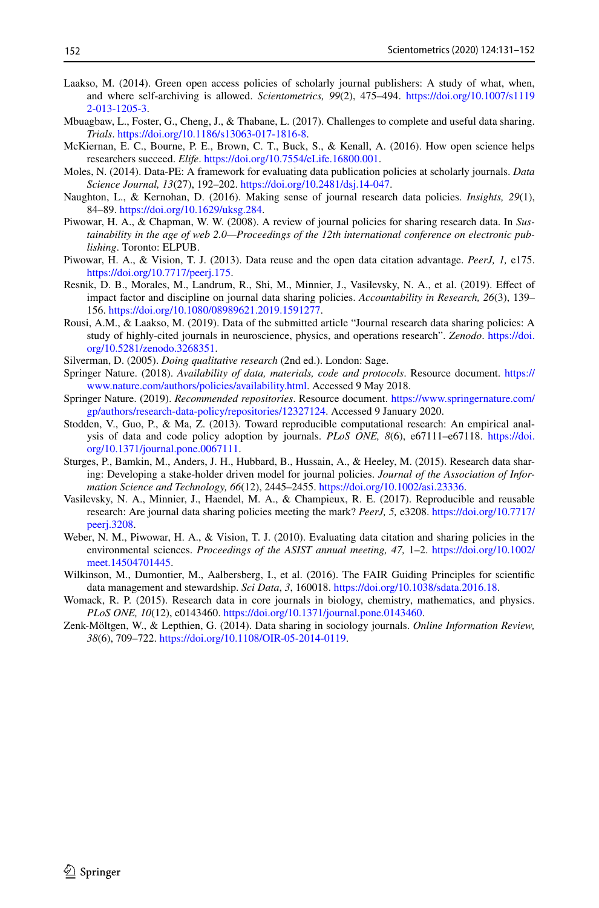Laakso, M. (2014). Green open access policies of scholarly journal publishers: A study of what, when, and where self-archiving is allowed. *Scientometrics, 99*(2), 475–494. https://doi.org/10.1007/s11192-013-1205-3.

Mbuagbaw, L., Foster, G., Cheng, J., & Thabane, L. (2017). Challenges to complete and useful data sharing. *Trials*. https://doi.org/10.1186/s13063-017-1816-8.

McKiernan, E. C., Bourne, P. E., Brown, C. T., Buck, S., & Kenall, A. (2016). How open science helps researchers succeed. *Elife*. https://doi.org/10.7554/eLife.16800.001.

Moles, N. (2014). Data-PE: A framework for evaluating data publication policies at scholarly journals. *Data Science Journal, 13*(27), 192–202. https://doi.org/10.2481/dsj.14-047.

Naughton, L., & Kernohan, D. (2016). Making sense of journal research data policies. *Insights, 29*(1), 84–89. https://doi.org/10.1629/uksg.284.

Piwowar, H. A., & Chapman, W. W. (2008). A review of journal policies for sharing research data. In *Sustainability in the age of web 2.0—Proceedings of the 12th international conference on electronic publishing*. Toronto: ELPUB.

Piwowar, H. A., & Vision, T. J. (2013). Data reuse and the open data citation advantage. *PeerJ, 1,* e175. https://doi.org/10.7717/peerj.175.

Resnik, D. B., Morales, M., Landrum, R., Shi, M., Minnier, J., Vasilevsky, N. A., et al. (2019). Effect of impact factor and discipline on journal data sharing policies. *Accountability in Research, 26*(3), 139–156. https://doi.org/10.1080/08989621.2019.1591277.

Rousi, A.M., & Laakso, M. (2019). Data of the submitted article "Journal research data sharing policies: A study of highly-cited journals in neuroscience, physics, and operations research". *Zenodo*. https://doi.org/10.5281/zenodo.3268351.

Silverman, D. (2005). *Doing qualitative research* (2nd ed.). London: Sage.

Springer Nature. (2018). *Availability of data, materials, code and protocols*. Resource document. https://www.nature.com/authors/policies/availability.html. Accessed 9 May 2018.

Springer Nature. (2019). *Recommended repositories*. Resource document. https://www.springernature.com/gp/authors/research-data-policy/repositories/12327124. Accessed 9 January 2020.

Stodden, V., Guo, P., & Ma, Z. (2013). Toward reproducible computational research: An empirical analysis of data and code policy adoption by journals. *PLoS ONE, 8*(6), e67111–e67118. https://doi.org/10.1371/journal.pone.0067111.

Sturges, P., Bamkin, M., Anders, J. H., Hubbard, B., Hussain, A., & Heeley, M. (2015). Research data sharing: Developing a stake-holder driven model for journal policies. *Journal of the Association of Information Science and Technology, 66*(12), 2445–2455. https://doi.org/10.1002/asi.23336.

Vasilevsky, N. A., Minnier, J., Haendel, M. A., & Champieux, R. E. (2017). Reproducible and reusable research: Are journal data sharing policies meeting the mark? *PeerJ, 5,* e3208. https://doi.org/10.7717/peerj.3208.

Weber, N. M., Piwowar, H. A., & Vision, T. J. (2010). Evaluating data citation and sharing policies in the environmental sciences. *Proceedings of the ASIST annual meeting, 47,* 1–2. https://doi.org/10.1002/meet.14504701445.

Wilkinson, M., Dumontier, M., Aalbersberg, I., et al. (2016). The FAIR Guiding Principles for scientific data management and stewardship. *Sci Data*, *3*, 160018. https://doi.org/10.1038/sdata.2016.18.

Womack, R. P. (2015). Research data in core journals in biology, chemistry, mathematics, and physics. *PLoS ONE, 10*(12), e0143460. https://doi.org/10.1371/journal.pone.0143460.

Zenk-Möltgen, W., & Lepthien, G. (2014). Data sharing in sociology journals. *Online Information Review, 38*(6), 709–722. https://doi.org/10.1108/OIR-05-2014-0119.